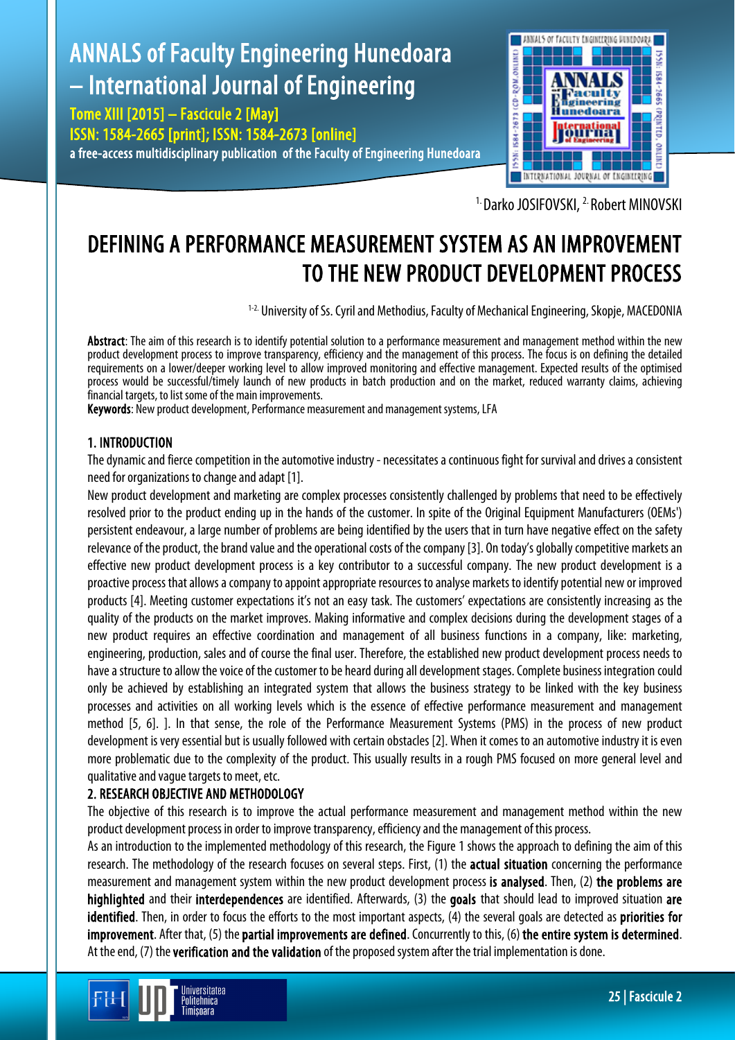[1.] Darko JOSIFOVSKI, [2.] Robert MINOVSKI

# DEFINING A PERFORMANCE MEASUREMENT SYSTEM AS AN IMPROVEMENT TO THE NEW PRODUCT DEVELOPMENT PROCESS

[1-2.] University of Ss. Cyril and Methodius, Faculty of Mechanical Engineering, Skopje, MACEDONIA

**Abstract**: The aim of this research is to identify potential solution to a performance measurement and management method within the new product development process to improve transparency, efficiency and the management of this process. The focus is on defining the detailed requirements on a lower/deeper working level to allow improved monitoring and effective management. Expected results of the optimised process would be successful/timely launch of new products in batch production and on the market, reduced warranty claims, achieving financial targets, to list some of the main improvements.

**Keywords**: New product development, Performance measurement and management systems, LFA

## 1. INTRODUCTION

The dynamic and fierce competition in the automotive industry - necessitates a continuous fight for survival and drives a consistent need for organizations to change and adapt [1].

New product development and marketing are complex processes consistently challenged by problems that need to be effectively resolved prior to the product ending up in the hands of the customer. In spite of the Original Equipment Manufacturers (OEMs') persistent endeavour, a large number of problems are being identified by the users that in turn have negative effect on the safety relevance of the product, the brand value and the operational costs of the company [3]. On today's globally competitive markets an effective new product development process is a key contributor to a successful company. The new product development is a proactive process that allows a company to appoint appropriate resources to analyse markets to identify potential new or improved products [4]. Meeting customer expectations it's not an easy task. The customers' expectations are consistently increasing as the quality of the products on the market improves. Making informative and complex decisions during the development stages of a new product requires an effective coordination and management of all business functions in a company, like: marketing, engineering, production, sales and of course the final user. Therefore, the established new product development process needs to have a structure to allow the voice of the customer to be heard during all development stages. Complete business integration could only be achieved by establishing an integrated system that allows the business strategy to be linked with the key business processes and activities on all working levels which is the essence of effective performance measurement and management method [5, 6]. ]. In that sense, the role of the Performance Measurement Systems (PMS) in the process of new product development is very essential but is usually followed with certain obstacles [2]. When it comes to an automotive industry it is even more problematic due to the complexity of the product. This usually results in a rough PMS focused on more general level and qualitative and vague targets to meet, etc.

## 2. RESEARCH OBJECTIVE AND METHODOLOGY

The objective of this research is to improve the actual performance measurement and management method within the new product development process in order to improve transparency, efficiency and the management of this process.

As an introduction to the implemented methodology of this research, the Figure 1 shows the approach to defining the aim of this research. The methodology of the research focuses on several steps. First, (1) the **actual situation** concerning the performance measurement and management system within the new product development process **is analysed**. Then, (2) **the problems are highlighted** and their **interdependences** are identified. Afterwards, (3) the **goals** that should lead to improved situation **are identified**. Then, in order to focus the efforts to the most important aspects, (4) the several goals are detected as **priorities for improvement**. After that, (5) the **partial improvements are defined**. Concurrently to this, (6) **the entire system is determined**. At the end, (7) the **verification and the validation** of the proposed system after the trial implementation is done.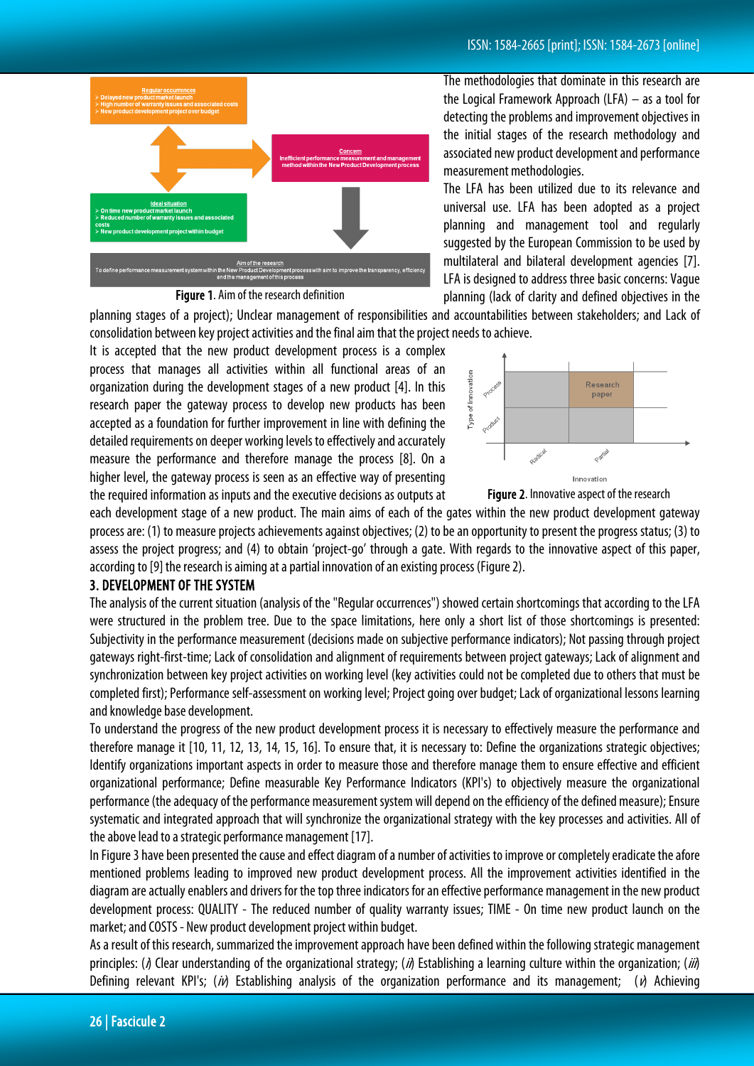Figure 1. Aim of the research definition

The methodologies that dominate in this research are the Logical Framework Approach (LFA) – as a tool for detecting the problems and improvement objectives in the initial stages of the research methodology and associated new product development and performance measurement methodologies.

The LFA has been utilized due to its relevance and universal use. LFA has been adopted as a project planning and management tool and regularly suggested by the European Commission to be used by multilateral and bilateral development agencies [7]. LFA is designed to address three basic concerns: Vague planning (lack of clarity and defined objectives in the planning stages of a project); Unclear management of responsibilities and accountabilities between stakeholders; and Lack of consolidation between key project activities and the final aim that the project needs to achieve.

It is accepted that the new product development process is a complex process that manages all activities within all functional areas of an organization during the development stages of a new product [4]. In this research paper the gateway process to develop new products has been accepted as a foundation for further improvement in line with defining the detailed requirements on deeper working levels to effectively and accurately measure the performance and therefore manage the process [8]. On a higher level, the gateway process is seen as an effective way of presenting the required information as inputs and the executive decisions as outputs at each development stage of a new product. The main aims of each of the gates within the new product development gateway process are: (1) to measure projects achievements against objectives; (2) to be an opportunity to present the progress status; (3) to assess the project progress; and (4) to obtain 'project-go' through a gate. With regards to the innovative aspect of this paper, according to [9] the research is aiming at a partial innovation of an existing process (Figure 2).

Figure 2. Innovative aspect of the research

## 3. DEVELOPMENT OF THE SYSTEM

The analysis of the current situation (analysis of the "Regular occurrences") showed certain shortcomings that according to the LFA were structured in the problem tree. Due to the space limitations, here only a short list of those shortcomings is presented: Subjectivity in the performance measurement (decisions made on subjective performance indicators); Not passing through project gateways right-first-time; Lack of consolidation and alignment of requirements between project gateways; Lack of alignment and synchronization between key project activities on working level (key activities could not be completed due to others that must be completed first); Performance self-assessment on working level; Project going over budget; Lack of organizational lessons learning and knowledge base development.

To understand the progress of the new product development process it is necessary to effectively measure the performance and therefore manage it [10, 11, 12, 13, 14, 15, 16]. To ensure that, it is necessary to: Define the organizations strategic objectives; Identify organizations important aspects in order to measure those and therefore manage them to ensure effective and efficient organizational performance; Define measurable Key Performance Indicators (KPI's) to objectively measure the organizational performance (the adequacy of the performance measurement system will depend on the efficiency of the defined measure); Ensure systematic and integrated approach that will synchronize the organizational strategy with the key processes and activities. All of the above lead to a strategic performance management [17].

In Figure 3 have been presented the cause and effect diagram of a number of activities to improve or completely eradicate the afore mentioned problems leading to improved new product development process. All the improvement activities identified in the diagram are actually enablers and drivers for the top three indicators for an effective performance management in the new product development process: QUALITY - The reduced number of quality warranty issues; TIME - On time new product launch on the market; and COSTS - New product development project within budget.

As a result of this research, summarized the improvement approach have been defined within the following strategic management principles: (*i*) Clear understanding of the organizational strategy; (*ii*) Establishing a learning culture within the organization; (*iii*) Defining relevant KPI's; (*iv*) Establishing analysis of the organization performance and its management; (*v*) Achieving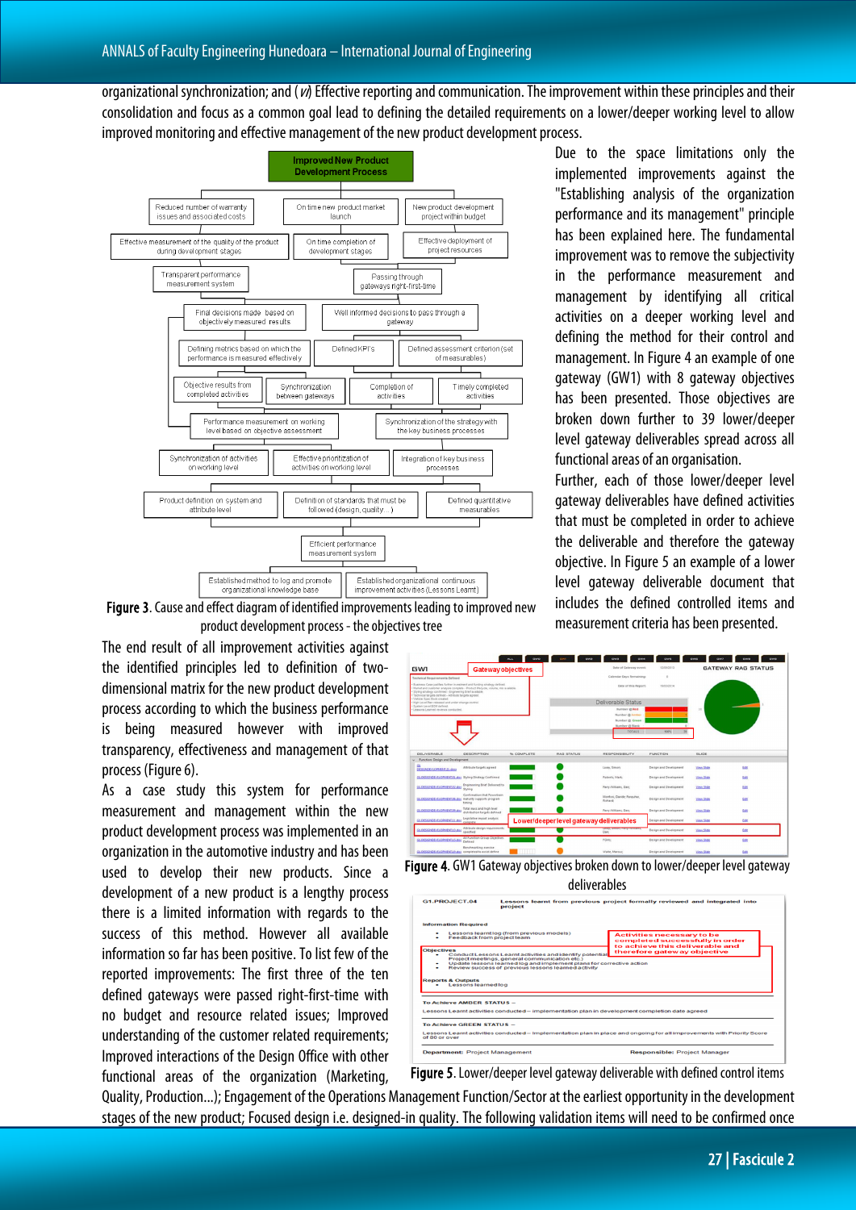organizational synchronization; and (*vi*) Effective reporting and communication. The improvement within these principles and their consolidation and focus as a common goal lead to defining the detailed requirements on a lower/deeper working level to allow improved monitoring and effective management of the new product development process.

**Figure 3**. Cause and effect diagram of identified improvements leading to improved new product development process - the objectives tree

Due to the space limitations only the implemented improvements against the "Establishing analysis of the organization performance and its management" principle has been explained here. The fundamental improvement was to remove the subjectivity in the performance measurement and management by identifying all critical activities on a deeper working level and defining the method for their control and management. In Figure 4 an example of one gateway (GW1) with 8 gateway objectives has been presented. Those objectives are broken down further to 39 lower/deeper level gateway deliverables spread across all functional areas of an organisation.

Further, each of those lower/deeper level gateway deliverables have defined activities that must be completed in order to achieve the deliverable and therefore the gateway objective. In Figure 5 an example of a lower level gateway deliverable document that includes the defined controlled items and measurement criteria has been presented.

The end result of all improvement activities against the identified principles led to definition of two-dimensional matrix for the new product development process according to which the business performance is being measured however with improved transparency, effectiveness and management of that process (Figure 6).

As a case study this system for performance measurement and management within the new product development process was implemented in an organization in the automotive industry and has been used to develop their new products. Since a development of a new product is a lengthy process there is a limited information with regards to the success of this method. However all available information so far has been positive. To list few of the reported improvements: The first three of the ten defined gateways were passed right-first-time with no budget and resource related issues; Improved understanding of the customer related requirements; Improved interactions of the Design Office with other functional areas of the organization (Marketing, Quality, Production...); Engagement of the Operations Management Function/Sector at the earliest opportunity in the development stages of the new product; Focused design i.e. designed-in quality. The following validation items will need to be confirmed once

**Figure 4**. GW1 Gateway objectives broken down to lower/deeper level gateway deliverables

**Figure 5**. Lower/deeper level gateway deliverable with defined control items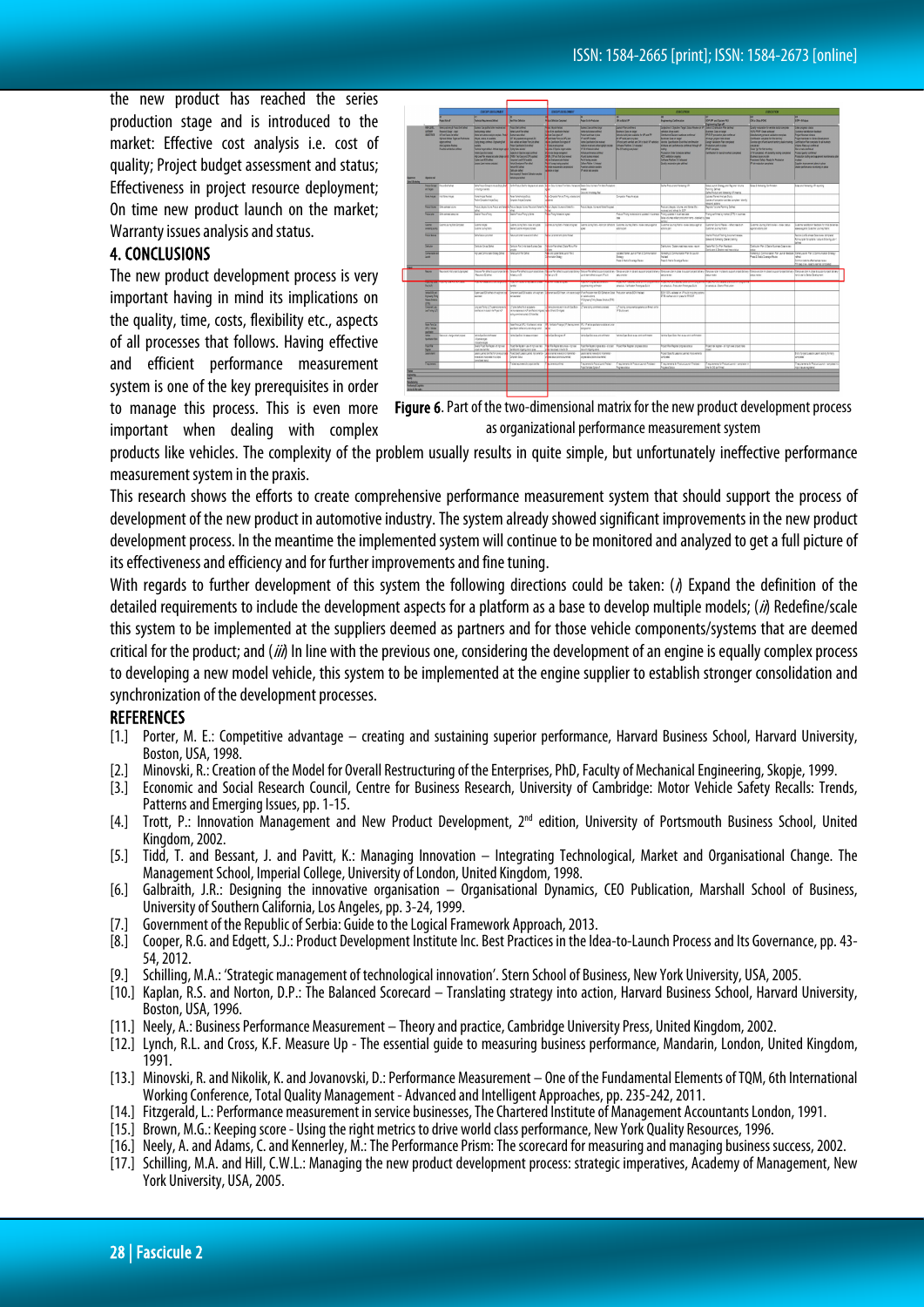the new product has reached the series production stage and is introduced to the market: Effective cost analysis i.e. cost of quality; Project budget assessment and status; Effectiveness in project resource deployment; On time new product launch on the market; Warranty issues analysis and status.

## 4. CONCLUSIONS

The new product development process is very important having in mind its implications on the quality, time, costs, flexibility etc., aspects of all processes that follows. Having effective and efficient performance measurement system is one of the key prerequisites in order to manage this process. This is even more important when dealing with complex products like vehicles. The complexity of the problem usually results in quite simple, but unfortunately ineffective performance measurement system in the praxis.

**Figure 6.** Part of the two-dimensional matrix for the new product development process as organizational performance measurement system

This research shows the efforts to create comprehensive performance measurement system that should support the process of development of the new product in automotive industry. The system already showed significant improvements in the new product development process. In the meantime the implemented system will continue to be monitored and analyzed to get a full picture of its effectiveness and efficiency and for further improvements and fine tuning.

With regards to further development of this system the following directions could be taken: (*i*) Expand the definition of the detailed requirements to include the development aspects for a platform as a base to develop multiple models; (*ii*) Redefine/scale this system to be implemented at the suppliers deemed as partners and for those vehicle components/systems that are deemed critical for the product; and (*iii*) In line with the previous one, considering the development of an engine is equally complex process to developing a new model vehicle, this system to be implemented at the engine supplier to establish stronger consolidation and synchronization of the development processes.

## REFERENCES

- [1.] Porter, M. E.: Competitive advantage – creating and sustaining superior performance, Harvard Business School, Harvard University, Boston, USA, 1998.
- [2.] Minovski, R.: Creation of the Model for Overall Restructuring of the Enterprises, PhD, Faculty of Mechanical Engineering, Skopje, 1999.
- [3.] Economic and Social Research Council, Centre for Business Research, University of Cambridge: Motor Vehicle Safety Recalls: Trends, Patterns and Emerging Issues, pp. 1-15.
- [4.] Trott, P.: Innovation Management and New Product Development, 2nd edition, University of Portsmouth Business School, United Kingdom, 2002.
- [5.] Tidd, T. and Bessant, J. and Pavitt, K.: Managing Innovation – Integrating Technological, Market and Organisational Change. The Management School, Imperial College, University of London, United Kingdom, 1998.
- [6.] Galbraith, J.R.: Designing the innovative organisation – Organisational Dynamics, CEO Publication, Marshall School of Business, University of Southern California, Los Angeles, pp. 3-24, 1999.
- [7.] Government of the Republic of Serbia: Guide to the Logical Framework Approach, 2013.
- [8.] Cooper, R.G. and Edgett, S.J.: Product Development Institute Inc. Best Practices in the Idea-to-Launch Process and Its Governance, pp. 43-54, 2012.
- [9.] Schilling, M.A.: 'Strategic management of technological innovation'. Stern School of Business, New York University, USA, 2005.
- [10.] Kaplan, R.S. and Norton, D.P.: The Balanced Scorecard – Translating strategy into action, Harvard Business School, Harvard University, Boston, USA, 1996.
- [11.] Neely, A.: Business Performance Measurement – Theory and practice, Cambridge University Press, United Kingdom, 2002.
- [12.] Lynch, R.L. and Cross, K.F. Measure Up - The essential guide to measuring business performance, Mandarin, London, United Kingdom, 1991.
- [13.] Minovski, R. and Nikolik, K. and Jovanovski, D.: Performance Measurement – One of the Fundamental Elements of TQM, 6th International Working Conference, Total Quality Management - Advanced and Intelligent Approaches, pp. 235-242, 2011.
- [14.] Fitzgerald, L.: Performance measurement in service businesses, The Chartered Institute of Management Accountants London, 1991.
- [15.] Brown, M.G.: Keeping score - Using the right metrics to drive world class performance, New York Quality Resources, 1996.
- [16.] Neely, A. and Adams, C. and Kennerley, M.: The Performance Prism: The scorecard for measuring and managing business success, 2002.
- [17.] Schilling, M.A. and Hill, C.W.L.: Managing the new product development process: strategic imperatives, Academy of Management, New York University, USA, 2005.